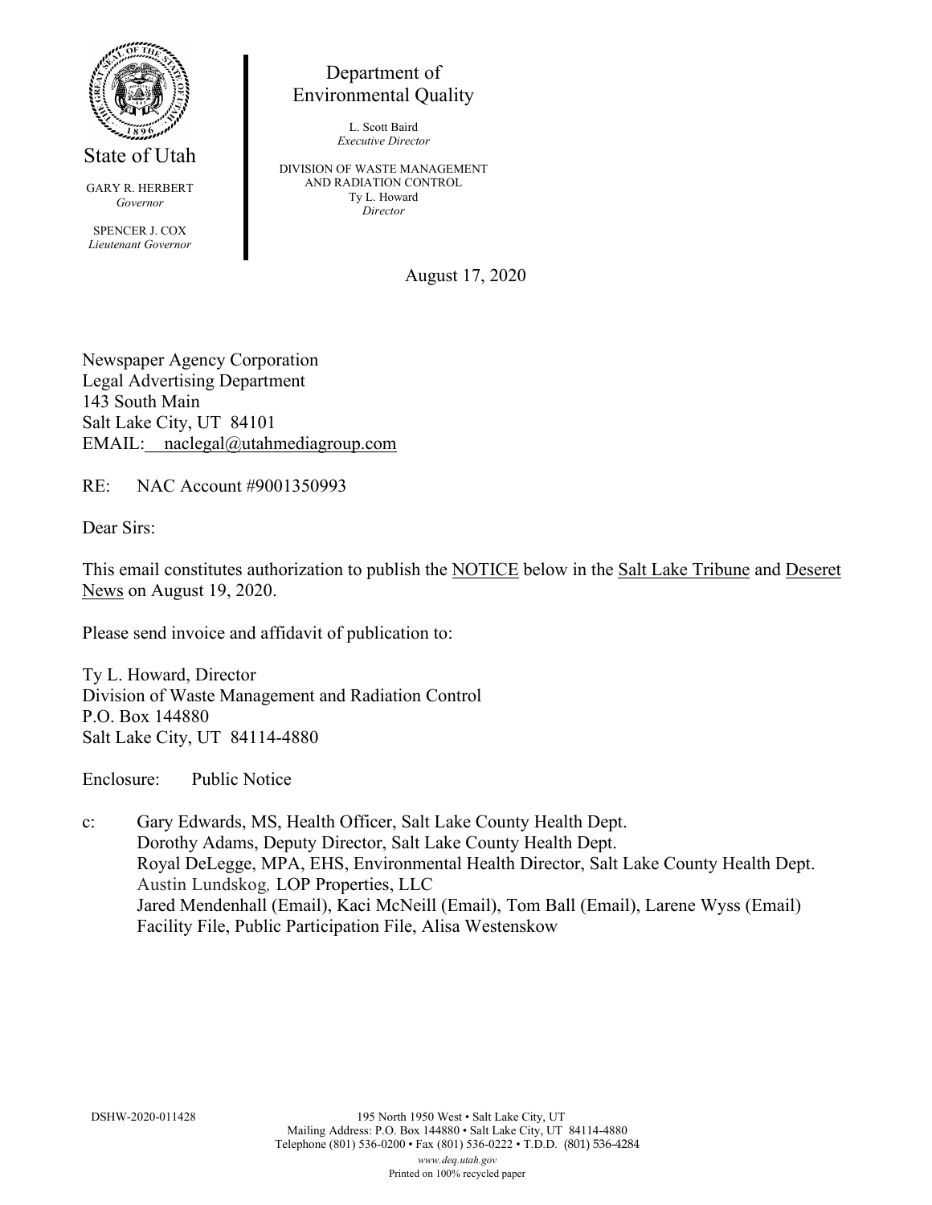State of Utah

GARY R. HERBERT
*Governor*

SPENCER J. COX
*Lieutenant Governor*

Department of
Environmental Quality

L. Scott Baird
*Executive Director*

DIVISION OF WASTE MANAGEMENT
AND RADIATION CONTROL
Ty L. Howard
*Director*

August 17, 2020

Newspaper Agency Corporation
Legal Advertising Department
143 South Main
Salt Lake City, UT 84101
EMAIL: naclegal@utahmediagroup.com

RE: NAC Account #9001350993

Dear Sirs:

This email constitutes authorization to publish the NOTICE below in the Salt Lake Tribune and Deseret News on August 19, 2020.

Please send invoice and affidavit of publication to:

Ty L. Howard, Director
Division of Waste Management and Radiation Control
P.O. Box 144880
Salt Lake City, UT 84114-4880

Enclosure: Public Notice

c: Gary Edwards, MS, Health Officer, Salt Lake County Health Dept.
Dorothy Adams, Deputy Director, Salt Lake County Health Dept.
Royal DeLegge, MPA, EHS, Environmental Health Director, Salt Lake County Health Dept.
Austin Lundskog, LOP Properties, LLC
Jared Mendenhall (Email), Kaci McNeill (Email), Tom Ball (Email), Larene Wyss (Email)
Facility File, Public Participation File, Alisa Westenskow

DSHW-2020-011428

195 North 1950 West • Salt Lake City, UT
Mailing Address: P.O. Box 144880 • Salt Lake City, UT 84114-4880
Telephone (801) 536-0200 • Fax (801) 536-0222 • T.D.D. (801) 536-4284
*www.deq.utah.gov*
Printed on 100% recycled paper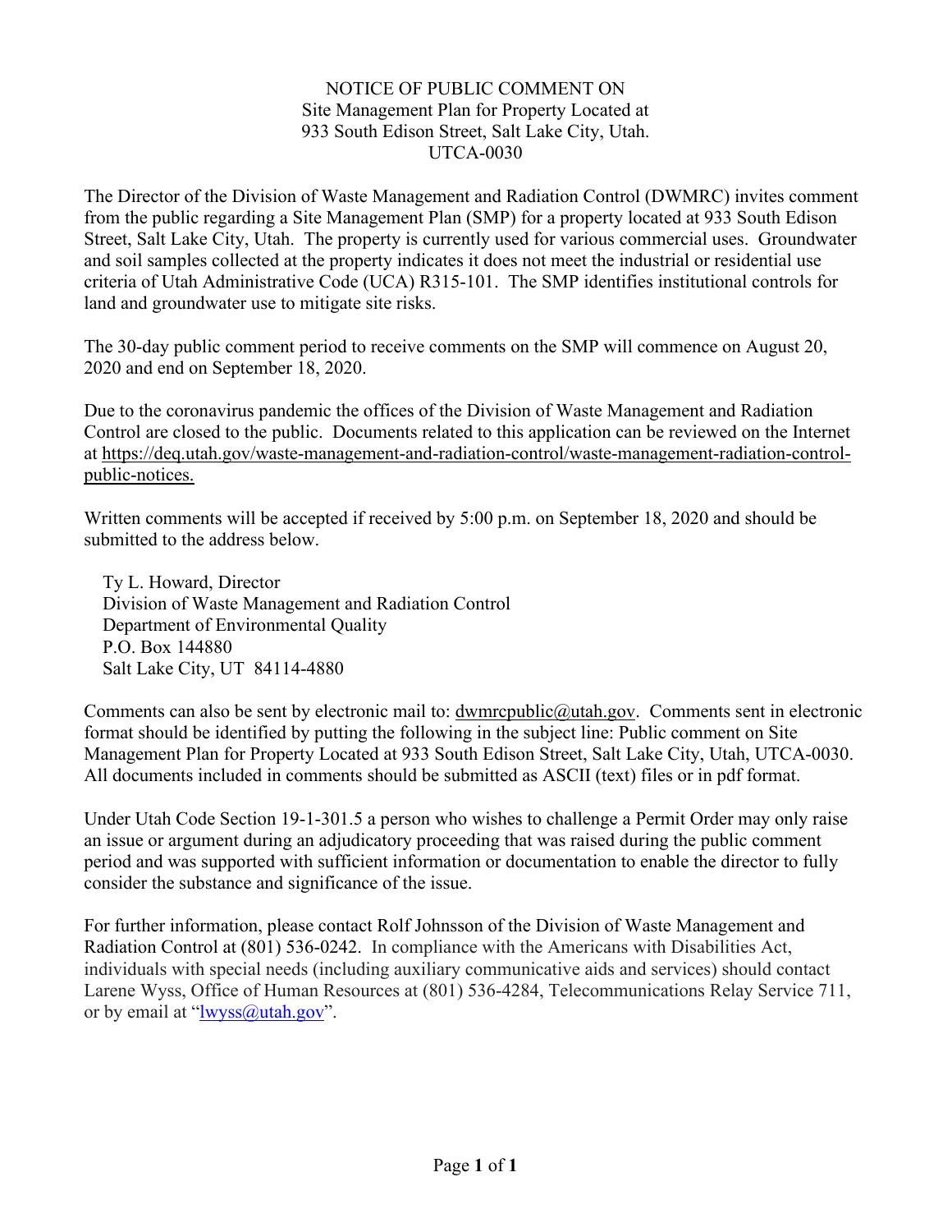# NOTICE OF PUBLIC COMMENT ON
## Site Management Plan for Property Located at 933 South Edison Street, Salt Lake City, Utah.
## UTCA-0030

The Director of the Division of Waste Management and Radiation Control (DWMRC) invites comment from the public regarding a Site Management Plan (SMP) for a property located at 933 South Edison Street, Salt Lake City, Utah. The property is currently used for various commercial uses. Groundwater and soil samples collected at the property indicates it does not meet the industrial or residential use criteria of Utah Administrative Code (UCA) R315-101. The SMP identifies institutional controls for land and groundwater use to mitigate site risks.

The 30-day public comment period to receive comments on the SMP will commence on August 20, 2020 and end on September 18, 2020.

Due to the coronavirus pandemic the offices of the Division of Waste Management and Radiation Control are closed to the public. Documents related to this application can be reviewed on the Internet at https://deq.utah.gov/waste-management-and-radiation-control/waste-management-radiation-control-public-notices.

Written comments will be accepted if received by 5:00 p.m. on September 18, 2020 and should be submitted to the address below.

Ty L. Howard, Director
Division of Waste Management and Radiation Control
Department of Environmental Quality
P.O. Box 144880
Salt Lake City, UT 84114-4880

Comments can also be sent by electronic mail to: dwmrcpublic@utah.gov. Comments sent in electronic format should be identified by putting the following in the subject line: Public comment on Site Management Plan for Property Located at 933 South Edison Street, Salt Lake City, Utah, UTCA-0030. All documents included in comments should be submitted as ASCII (text) files or in pdf format.

Under Utah Code Section 19-1-301.5 a person who wishes to challenge a Permit Order may only raise an issue or argument during an adjudicatory proceeding that was raised during the public comment period and was supported with sufficient information or documentation to enable the director to fully consider the substance and significance of the issue.

For further information, please contact Rolf Johnsson of the Division of Waste Management and Radiation Control at (801) 536-0242. In compliance with the Americans with Disabilities Act, individuals with special needs (including auxiliary communicative aids and services) should contact Larene Wyss, Office of Human Resources at (801) 536-4284, Telecommunications Relay Service 711, or by email at "lwyss@utah.gov".